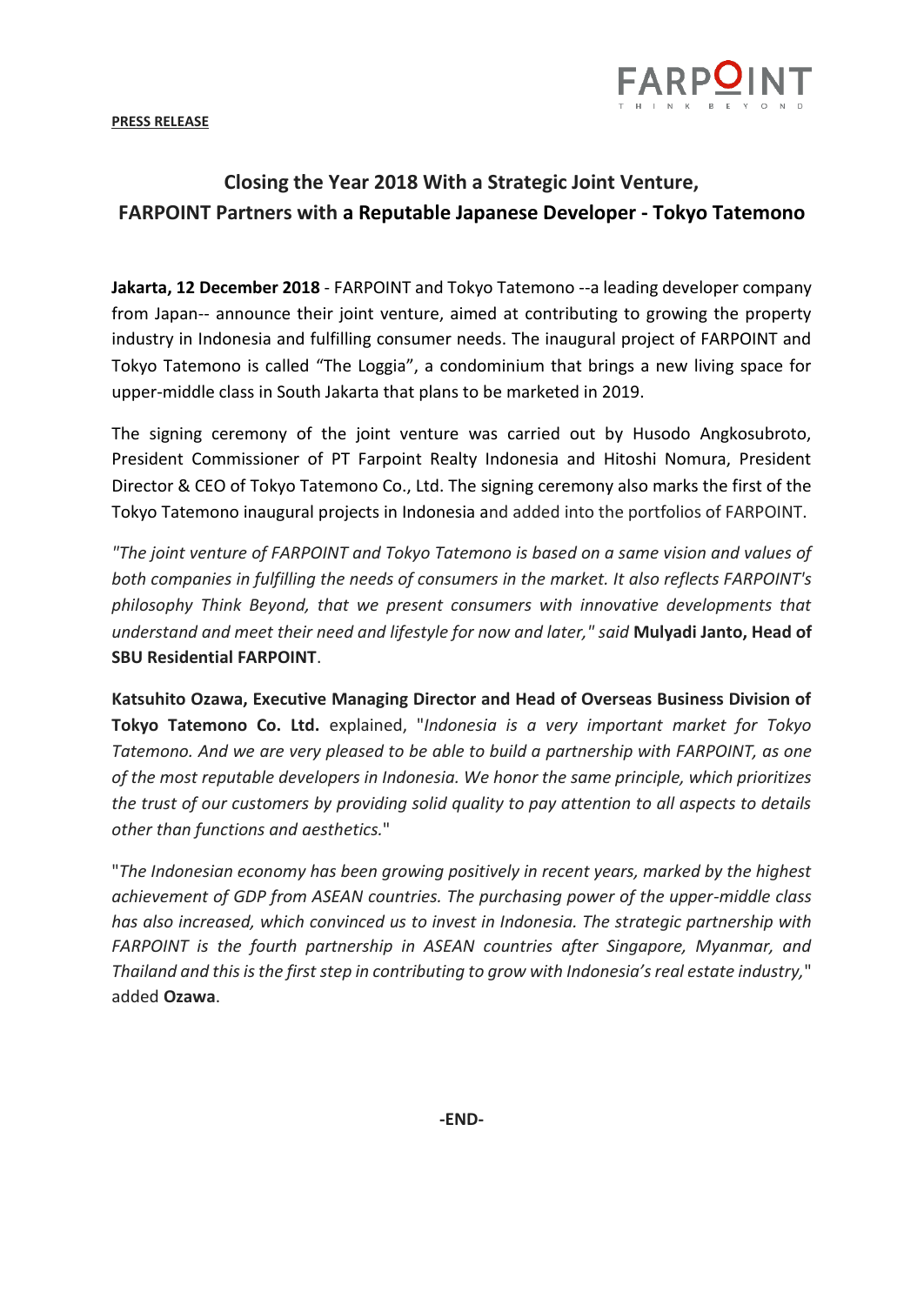**PRESS RELEASE**

# Closing the Year 2018 With a Strategic Joint Venture, FARPOINT Partners with a Reputable Japanese Developer - Tokyo Tatemono

**Jakarta, 12 December 2018** - FARPOINT and Tokyo Tatemono --a leading developer company from Japan-- announce their joint venture, aimed at contributing to growing the property industry in Indonesia and fulfilling consumer needs. The inaugural project of FARPOINT and Tokyo Tatemono is called "The Loggia", a condominium that brings a new living space for upper-middle class in South Jakarta that plans to be marketed in 2019.

The signing ceremony of the joint venture was carried out by Husodo Angkosubroto, President Commissioner of PT Farpoint Realty Indonesia and Hitoshi Nomura, President Director & CEO of Tokyo Tatemono Co., Ltd. The signing ceremony also marks the first of the Tokyo Tatemono inaugural projects in Indonesia and added into the portfolios of FARPOINT.

*"The joint venture of FARPOINT and Tokyo Tatemono is based on a same vision and values of both companies in fulfilling the needs of consumers in the market. It also reflects FARPOINT's philosophy Think Beyond, that we present consumers with innovative developments that understand and meet their need and lifestyle for now and later," said* **Mulyadi Janto, Head of SBU Residential FARPOINT**.

**Katsuhito Ozawa, Executive Managing Director and Head of Overseas Business Division of Tokyo Tatemono Co. Ltd.** explained, "*Indonesia is a very important market for Tokyo Tatemono. And we are very pleased to be able to build a partnership with FARPOINT, as one of the most reputable developers in Indonesia. We honor the same principle, which prioritizes the trust of our customers by providing solid quality to pay attention to all aspects to details other than functions and aesthetics.*"

"*The Indonesian economy has been growing positively in recent years, marked by the highest achievement of GDP from ASEAN countries. The purchasing power of the upper-middle class has also increased, which convinced us to invest in Indonesia. The strategic partnership with FARPOINT is the fourth partnership in ASEAN countries after Singapore, Myanmar, and Thailand and this is the first step in contributing to grow with Indonesia's real estate industry,*" added **Ozawa**.

**-END-**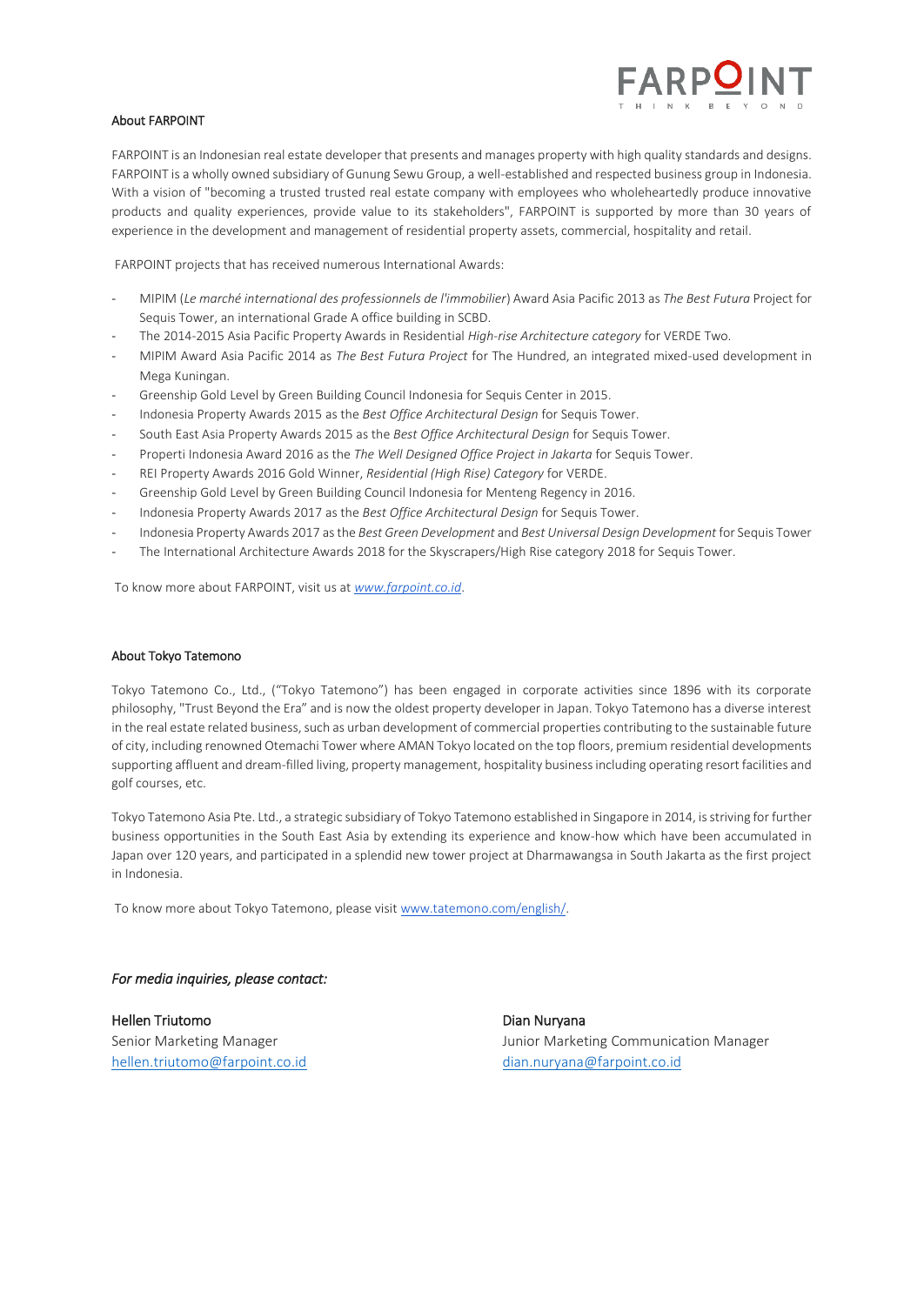## About FARPOINT

FARPOINT is an Indonesian real estate developer that presents and manages property with high quality standards and designs. FARPOINT is a wholly owned subsidiary of Gunung Sewu Group, a well-established and respected business group in Indonesia. With a vision of "becoming a trusted trusted real estate company with employees who wholeheartedly produce innovative products and quality experiences, provide value to its stakeholders", FARPOINT is supported by more than 30 years of experience in the development and management of residential property assets, commercial, hospitality and retail.

FARPOINT projects that has received numerous International Awards:

- MIPIM (*Le marché international des professionnels de l'immobilier*) Award Asia Pacific 2013 as *The Best Futura* Project for Sequis Tower, an international Grade A office building in SCBD.
- The 2014-2015 Asia Pacific Property Awards in Residential *High-rise Architecture category* for VERDE Two.
- MIPIM Award Asia Pacific 2014 as *The Best Futura Project* for The Hundred, an integrated mixed-used development in Mega Kuningan.
- Greenship Gold Level by Green Building Council Indonesia for Sequis Center in 2015.
- Indonesia Property Awards 2015 as the *Best Office Architectural Design* for Sequis Tower.
- South East Asia Property Awards 2015 as the *Best Office Architectural Design* for Sequis Tower.
- Properti Indonesia Award 2016 as the *The Well Designed Office Project in Jakarta* for Sequis Tower.
- REI Property Awards 2016 Gold Winner, *Residential (High Rise) Category* for VERDE.
- Greenship Gold Level by Green Building Council Indonesia for Menteng Regency in 2016.
- Indonesia Property Awards 2017 as the *Best Office Architectural Design* for Sequis Tower.
- Indonesia Property Awards 2017 as the *Best Green Development* and *Best Universal Design Development* for Sequis Tower
- The International Architecture Awards 2018 for the Skyscrapers/High Rise category 2018 for Sequis Tower.

To know more about FARPOINT, visit us at *www.farpoint.co.id*.

## About Tokyo Tatemono

Tokyo Tatemono Co., Ltd., ("Tokyo Tatemono") has been engaged in corporate activities since 1896 with its corporate philosophy, "Trust Beyond the Era" and is now the oldest property developer in Japan. Tokyo Tatemono has a diverse interest in the real estate related business, such as urban development of commercial properties contributing to the sustainable future of city, including renowned Otemachi Tower where AMAN Tokyo located on the top floors, premium residential developments supporting affluent and dream-filled living, property management, hospitality business including operating resort facilities and golf courses, etc.

Tokyo Tatemono Asia Pte. Ltd., a strategic subsidiary of Tokyo Tatemono established in Singapore in 2014, is striving for further business opportunities in the South East Asia by extending its experience and know-how which have been accumulated in Japan over 120 years, and participated in a splendid new tower project at Dharmawangsa in South Jakarta as the first project in Indonesia.

To know more about Tokyo Tatemono, please visit www.tatemono.com/english/.

*For media inquiries, please contact:*

**Hellen Triutomo**
Senior Marketing Manager
hellen.triutomo@farpoint.co.id

**Dian Nuryana**
Junior Marketing Communication Manager
dian.nuryana@farpoint.co.id